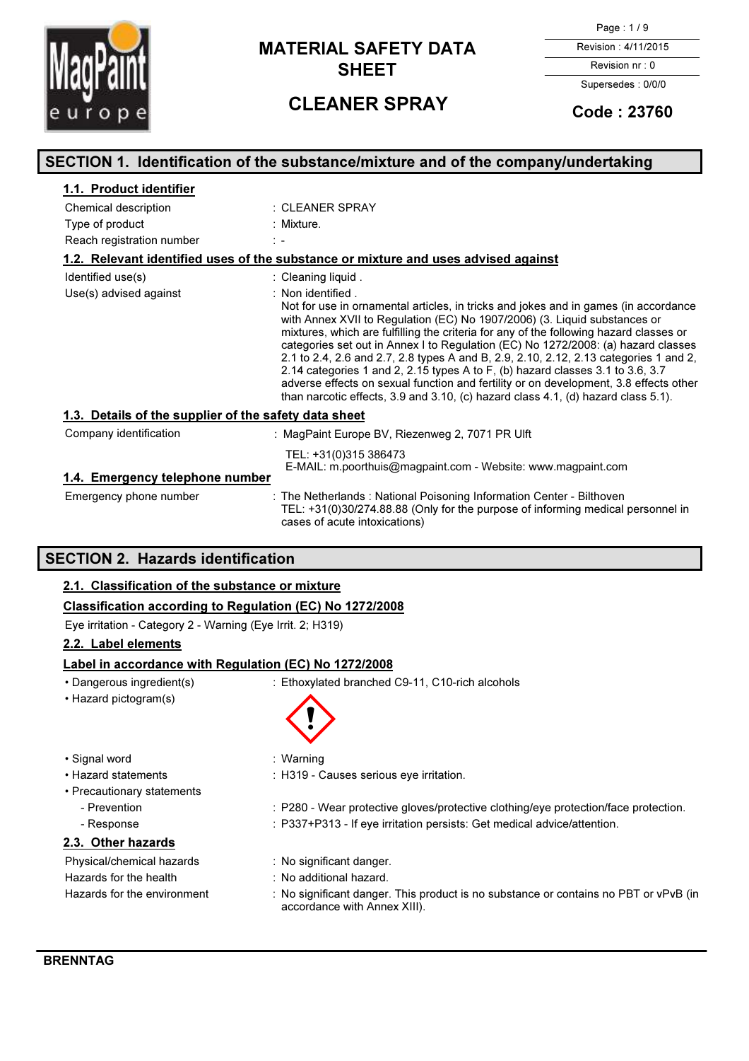# MATERIAL SAFETY DATA SHEET

# CLEANER SPRAY

Revision : 4/11/2015

Revision nr : 0

Supersedes : 0/0/0

**Code : 23760**

## SECTION 1. Identification of the substance/mixture and of the company/undertaking

### 1.1. Product identifier

| | |
|---|---|
| Chemical description | : CLEANER SPRAY |
| Type of product | : Mixture. |
| Reach registration number | : - |

### 1.2. Relevant identified uses of the substance or mixture and uses advised against

| | |
|---|---|
| Identified use(s) | : Cleaning liquid . |
| Use(s) advised against | : Non identified . Not for use in ornamental articles, in tricks and jokes and in games (in accordance with Annex XVII to Regulation (EC) No 1907/2006) (3. Liquid substances or mixtures, which are fulfilling the criteria for any of the following hazard classes or categories set out in Annex I to Regulation (EC) No 1272/2008: (a) hazard classes 2.1 to 2.4, 2.6 and 2.7, 2.8 types A and B, 2.9, 2.10, 2.12, 2.13 categories 1 and 2, 2.14 categories 1 and 2, 2.15 types A to F, (b) hazard classes 3.1 to 3.6, 3.7 adverse effects on sexual function and fertility or on development, 3.8 effects other than narcotic effects, 3.9 and 3.10, (c) hazard class 4.1, (d) hazard class 5.1). |

### 1.3. Details of the supplier of the safety data sheet

| | |
|---|---|
| Company identification | : MagPaint Europe BV, Riezenweg 2, 7071 PR Ulft<br>TEL: +31(0)315 386473<br>E-MAIL: m.poorthuis@magpaint.com - Website: www.magpaint.com |

### 1.4. Emergency telephone number

| | |
|---|---|
| Emergency phone number | : The Netherlands : National Poisoning Information Center - Bilthoven<br>TEL: +31(0)30/274.88.88 (Only for the purpose of informing medical personnel in cases of acute intoxications) |

## SECTION 2. Hazards identification

### 2.1. Classification of the substance or mixture

**Classification according to Regulation (EC) No 1272/2008**

Eye irritation - Category 2 - Warning (Eye Irrit. 2; H319)

### 2.2. Label elements

**Label in accordance with Regulation (EC) No 1272/2008**

- Dangerous ingredient(s) : Ethoxylated branched C9-11, C10-rich alcohols
- Hazard pictogram(s)
- Signal word : Warning
- Hazard statements : H319 - Causes serious eye irritation.
- Precautionary statements
  - Prevention : P280 - Wear protective gloves/protective clothing/eye protection/face protection.
  - Response : P337+P313 - If eye irritation persists: Get medical advice/attention.

### 2.3. Other hazards

| | |
|---|---|
| Physical/chemical hazards | : No significant danger. |
| Hazards for the health | : No additional hazard. |
| Hazards for the environment | : No significant danger. This product is no substance or contains no PBT or vPvB (in accordance with Annex XIII). |

**BRENNTAG**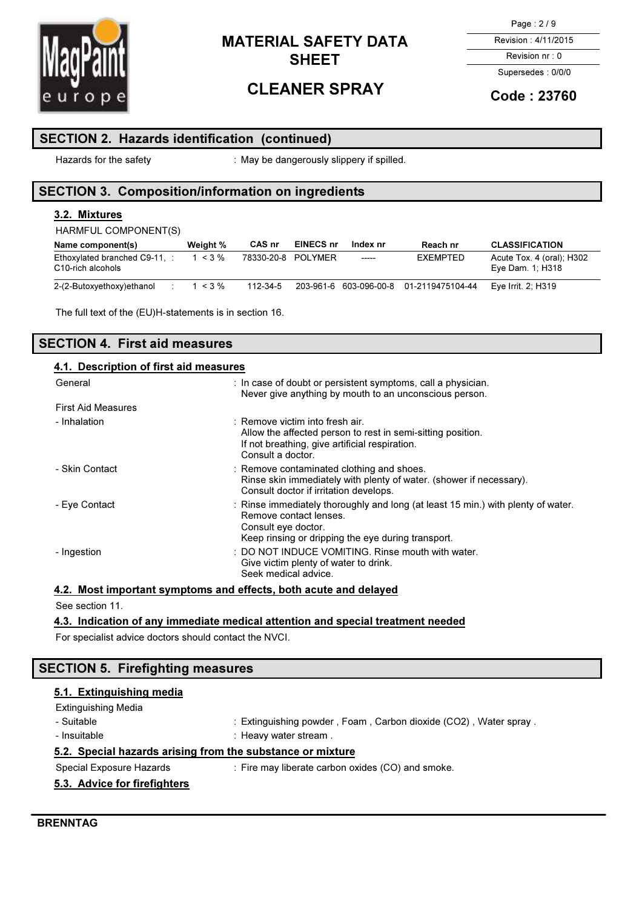## SECTION 2. Hazards identification (continued)

Hazards for the safety : May be dangerously slippery if spilled.

## SECTION 3. Composition/information on ingredients

### 3.2. Mixtures

HARMFUL COMPONENT(S)

| Name component(s) | Weight % | CAS nr | EINECS nr | Index nr | Reach nr | CLASSIFICATION |
|---|---|---|---|---|---|---|
| Ethoxylated branched C9-11, C10-rich alcohols : | 1 < 3 % | 78330-20-8 | POLYMER | ----- | EXEMPTED | Acute Tox. 4 (oral); H302 Eye Dam. 1; H318 |
| 2-(2-Butoxyethoxy)ethanol : | 1 < 3 % | 112-34-5 | 203-961-6 | 603-096-00-8 | 01-2119475104-44 | Eye Irrit. 2; H319 |

The full text of the (EU)H-statements is in section 16.

## SECTION 4. First aid measures

### 4.1. Description of first aid measures

General : In case of doubt or persistent symptoms, call a physician.
Never give anything by mouth to an unconscious person.

First Aid Measures

- Inhalation : Remove victim into fresh air.
Allow the affected person to rest in semi-sitting position.
If not breathing, give artificial respiration.
Consult a doctor.
- Skin Contact : Remove contaminated clothing and shoes.
Rinse skin immediately with plenty of water. (shower if necessary).
Consult doctor if irritation develops.
- Eye Contact : Rinse immediately thoroughly and long (at least 15 min.) with plenty of water.
Remove contact lenses.
Consult eye doctor.
Keep rinsing or dripping the eye during transport.
- Ingestion : DO NOT INDUCE VOMITING. Rinse mouth with water.
Give victim plenty of water to drink.
Seek medical advice.

### 4.2. Most important symptoms and effects, both acute and delayed

See section 11.

### 4.3. Indication of any immediate medical attention and special treatment needed

For specialist advice doctors should contact the NVCI.

## SECTION 5. Firefighting measures

### 5.1. Extinguishing media

Extinguishing Media

- Suitable : Extinguishing powder , Foam , Carbon dioxide ($CO_2$) , Water spray .
- Insuitable : Heavy water stream .

### 5.2. Special hazards arising from the substance or mixture

Special Exposure Hazards : Fire may liberate carbon oxides (CO) and smoke.

### 5.3. Advice for firefighters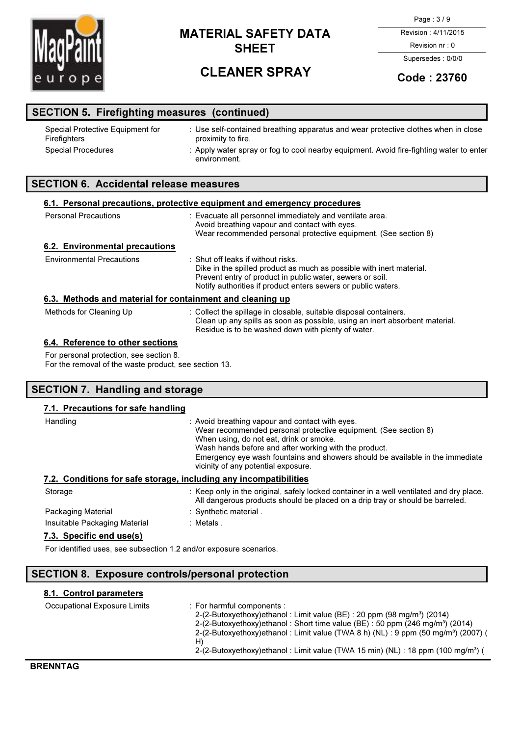## SECTION 5. Firefighting measures (continued)

| | |
|---|---|
| Special Protective Equipment for Firefighters | : Use self-contained breathing apparatus and wear protective clothes when in close proximity to fire. |
| Special Procedures | : Apply water spray or fog to cool nearby equipment. Avoid fire-fighting water to enter environment. |

## SECTION 6. Accidental release measures

### 6.1. Personal precautions, protective equipment and emergency procedures

| | |
|---|---|
| Personal Precautions | : Evacuate all personnel immediately and ventilate area.<br>Avoid breathing vapour and contact with eyes.<br>Wear recommended personal protective equipment. (See section 8) |

### 6.2. Environmental precautions

| | |
|---|---|
| Environmental Precautions | : Shut off leaks if without risks.<br>Dike in the spilled product as much as possible with inert material.<br>Prevent entry of product in public water, sewers or soil.<br>Notify authorities if product enters sewers or public waters. |

### 6.3. Methods and material for containment and cleaning up

| | |
|---|---|
| Methods for Cleaning Up | : Collect the spillage in closable, suitable disposal containers.<br>Clean up any spills as soon as possible, using an inert absorbent material.<br>Residue is to be washed down with plenty of water. |

### 6.4. Reference to other sections

For personal protection, see section 8.
For the removal of the waste product, see section 13.

## SECTION 7. Handling and storage

### 7.1. Precautions for safe handling

| | |
|---|---|
| Handling | : Avoid breathing vapour and contact with eyes.<br>Wear recommended personal protective equipment. (See section 8)<br>When using, do not eat, drink or smoke.<br>Wash hands before and after working with the product.<br>Emergency eye wash fountains and showers should be available in the immediate vicinity of any potential exposure. |

### 7.2. Conditions for safe storage, including any incompatibilities

| | |
|---|---|
| Storage | : Keep only in the original, safely locked container in a well ventilated and dry place.<br>All dangerous products should be placed on a drip tray or should be barreled. |
| Packaging Material | : Synthetic material . |
| Insuitable Packaging Material | : Metals . |

### 7.3. Specific end use(s)

For identified uses, see subsection 1.2 and/or exposure scenarios.

## SECTION 8. Exposure controls/personal protection

### 8.1. Control parameters

| | |
|---|---|
| Occupational Exposure Limits | : For harmful components :<br>2-(2-Butoxyethoxy)ethanol : Limit value (BE) : 20 ppm (98 mg/m³) (2014)<br>2-(2-Butoxyethoxy)ethanol : Short time value (BE) : 50 ppm (246 mg/m³) (2014)<br>2-(2-Butoxyethoxy)ethanol : Limit value (TWA 8 h) (NL) : 9 ppm (50 mg/m³) (2007) ( H)<br>2-(2-Butoxyethoxy)ethanol : Limit value (TWA 15 min) (NL) : 18 ppm (100 mg/m³) ( |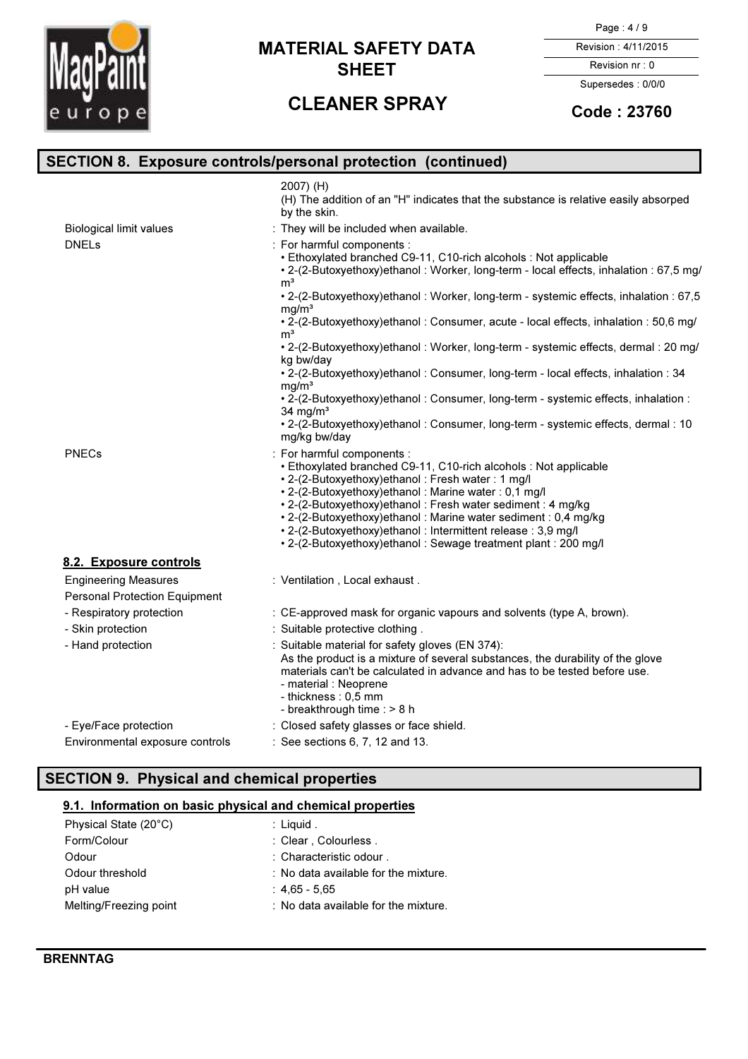## SECTION 8. Exposure controls/personal protection (continued)

| | |
|---|---|
| | 2007) (H)<br>(H) The addition of an "H" indicates that the substance is relative easily absorbed by the skin. |
| Biological limit values | : They will be included when available. |
| DNELs | : For harmful components :<br>• Ethoxylated branched C9-11, C10-rich alcohols : Not applicable<br>• 2-(2-Butoxyethoxy)ethanol : Worker, long-term - local effects, inhalation : 67,5 mg/m³<br>• 2-(2-Butoxyethoxy)ethanol : Worker, long-term - systemic effects, inhalation : 67,5 mg/m³<br>• 2-(2-Butoxyethoxy)ethanol : Consumer, acute - local effects, inhalation : 50,6 mg/m³<br>• 2-(2-Butoxyethoxy)ethanol : Worker, long-term - systemic effects, dermal : 20 mg/kg bw/day<br>• 2-(2-Butoxyethoxy)ethanol : Consumer, long-term - local effects, inhalation : 34 mg/m³<br>• 2-(2-Butoxyethoxy)ethanol : Consumer, long-term - systemic effects, inhalation : 34 mg/m³<br>• 2-(2-Butoxyethoxy)ethanol : Consumer, long-term - systemic effects, dermal : 10 mg/kg bw/day |
| PNECs | : For harmful components :<br>• Ethoxylated branched C9-11, C10-rich alcohols : Not applicable<br>• 2-(2-Butoxyethoxy)ethanol : Fresh water : 1 mg/l<br>• 2-(2-Butoxyethoxy)ethanol : Marine water : 0,1 mg/l<br>• 2-(2-Butoxyethoxy)ethanol : Fresh water sediment : 4 mg/kg<br>• 2-(2-Butoxyethoxy)ethanol : Marine water sediment : 0,4 mg/kg<br>• 2-(2-Butoxyethoxy)ethanol : Intermittent release : 3,9 mg/l<br>• 2-(2-Butoxyethoxy)ethanol : Sewage treatment plant : 200 mg/l |

### 8.2. Exposure controls

| | |
|---|---|
| Engineering Measures | : Ventilation , Local exhaust . |
| Personal Protection Equipment | |
| - Respiratory protection | : CE-approved mask for organic vapours and solvents (type A, brown). |
| - Skin protection | : Suitable protective clothing . |
| - Hand protection | : Suitable material for safety gloves (EN 374):<br>As the product is a mixture of several substances, the durability of the glove materials can't be calculated in advance and has to be tested before use.<br>- material : Neoprene<br>- thickness : 0,5 mm<br>- breakthrough time : > 8 h |
| - Eye/Face protection | : Closed safety glasses or face shield. |
| Environmental exposure controls | : See sections 6, 7, 12 and 13. |

## SECTION 9. Physical and chemical properties

### 9.1. Information on basic physical and chemical properties

| | |
|---|---|
| Physical State (20°C) | : Liquid . |
| Form/Colour | : Clear , Colourless . |
| Odour | : Characteristic odour . |
| Odour threshold | : No data available for the mixture. |
| pH value | : 4,65 - 5,65 |
| Melting/Freezing point | : No data available for the mixture. |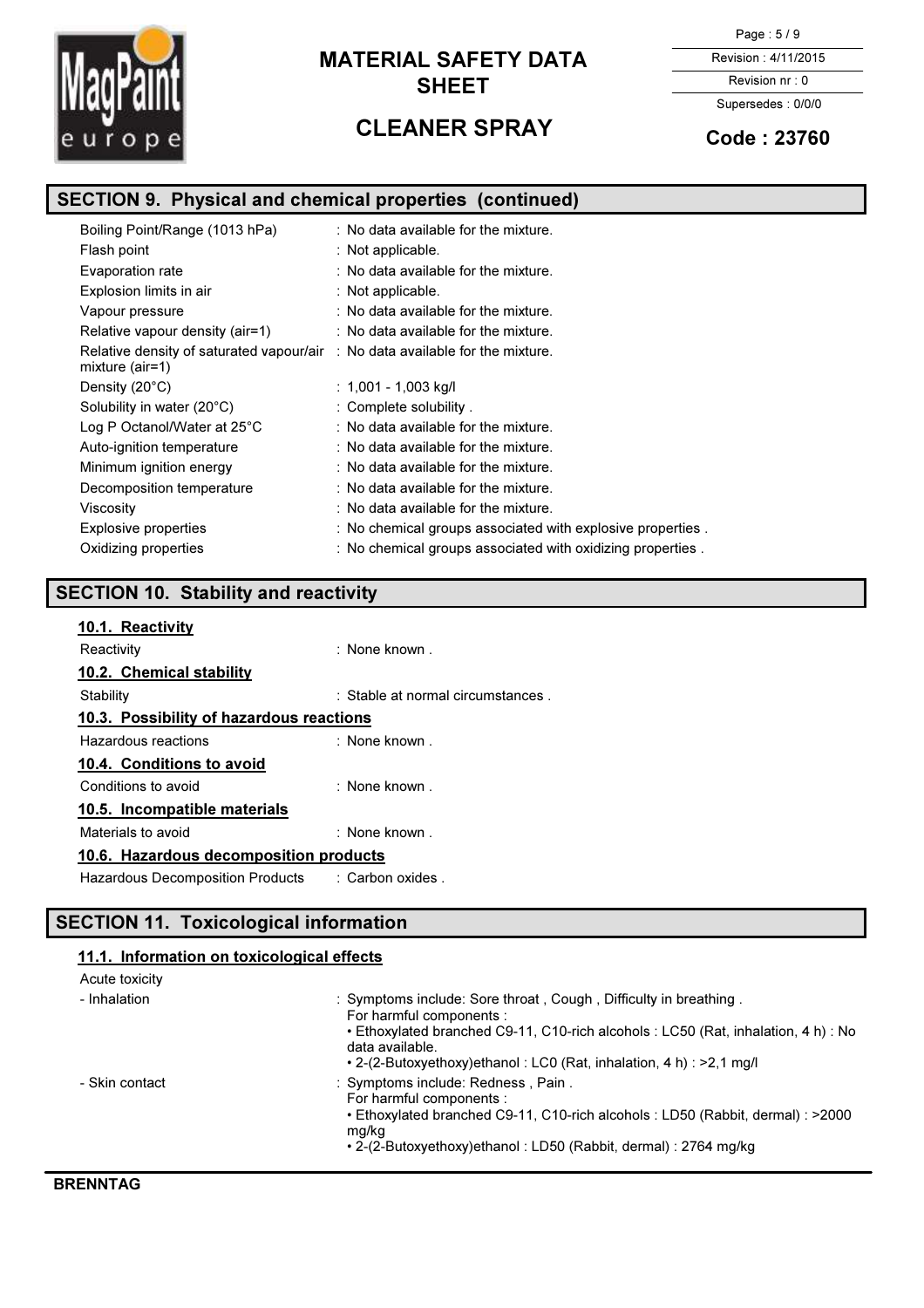## SECTION 9. Physical and chemical properties (continued)

| | |
|---|---|
| Boiling Point/Range (1013 hPa) | : No data available for the mixture. |
| Flash point | : Not applicable. |
| Evaporation rate | : No data available for the mixture. |
| Explosion limits in air | : Not applicable. |
| Vapour pressure | : No data available for the mixture. |
| Relative vapour density (air=1) | : No data available for the mixture. |
| Relative density of saturated vapour/air mixture (air=1) | : No data available for the mixture. |
| Density (20°C) | : 1,001 - 1,003 kg/l |
| Solubility in water (20°C) | : Complete solubility . |
| Log P Octanol/Water at 25°C | : No data available for the mixture. |
| Auto-ignition temperature | : No data available for the mixture. |
| Minimum ignition energy | : No data available for the mixture. |
| Decomposition temperature | : No data available for the mixture. |
| Viscosity | : No data available for the mixture. |
| Explosive properties | : No chemical groups associated with explosive properties . |
| Oxidizing properties | : No chemical groups associated with oxidizing properties . |

## SECTION 10. Stability and reactivity

### 10.1. Reactivity

Reactivity : None known .

### 10.2. Chemical stability

Stability : Stable at normal circumstances .

### 10.3. Possibility of hazardous reactions

Hazardous reactions : None known .

### 10.4. Conditions to avoid

Conditions to avoid : None known .

### 10.5. Incompatible materials

Materials to avoid : None known .

### 10.6. Hazardous decomposition products

Hazardous Decomposition Products : Carbon oxides .

## SECTION 11. Toxicological information

### 11.1. Information on toxicological effects

Acute toxicity

- Inhalation : Symptoms include: Sore throat , Cough , Difficulty in breathing .
  For harmful components :
  • Ethoxylated branched C9-11, C10-rich alcohols : LC50 (Rat, inhalation, 4 h) : No data available.
  • 2-(2-Butoxyethoxy)ethanol : LC0 (Rat, inhalation, 4 h) : >2,1 mg/l

- Skin contact : Symptoms include: Redness , Pain .
  For harmful components :
  • Ethoxylated branched C9-11, C10-rich alcohols : LD50 (Rabbit, dermal) : >2000 mg/kg
  • 2-(2-Butoxyethoxy)ethanol : LD50 (Rabbit, dermal) : 2764 mg/kg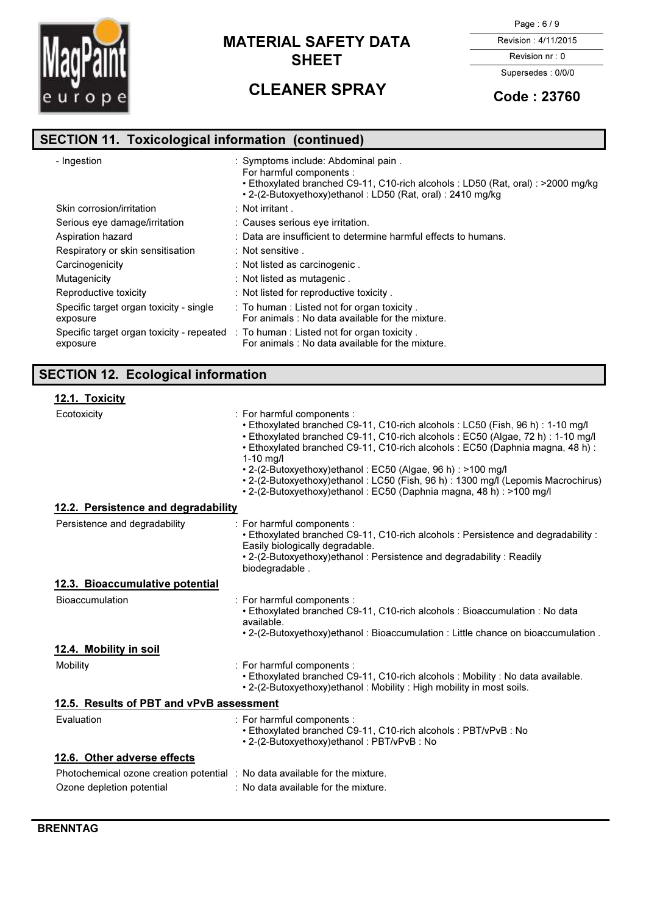## SECTION 11. Toxicological information (continued)

| | |
|---|---|
| - Ingestion | : Symptoms include: Abdominal pain .<br>For harmful components :<br>• Ethoxylated branched C9-11, C10-rich alcohols : LD50 (Rat, oral) : >2000 mg/kg<br>• 2-(2-Butoxyethoxy)ethanol : LD50 (Rat, oral) : 2410 mg/kg |
| Skin corrosion/irritation | : Not irritant . |
| Serious eye damage/irritation | : Causes serious eye irritation. |
| Aspiration hazard | : Data are insufficient to determine harmful effects to humans. |
| Respiratory or skin sensitisation | : Not sensitive . |
| Carcinogenicity | : Not listed as carcinogenic . |
| Mutagenicity | : Not listed as mutagenic . |
| Reproductive toxicity | : Not listed for reproductive toxicity . |
| Specific target organ toxicity - single exposure | : To human : Listed not for organ toxicity .<br>For animals : No data available for the mixture. |
| Specific target organ toxicity - repeated exposure | : To human : Listed not for organ toxicity .<br>For animals : No data available for the mixture. |

## SECTION 12. Ecological information

### 12.1. Toxicity

| | |
|---|---|
| Ecotoxicity | : For harmful components :<br>• Ethoxylated branched C9-11, C10-rich alcohols : LC50 (Fish, 96 h) : 1-10 mg/l<br>• Ethoxylated branched C9-11, C10-rich alcohols : EC50 (Algae, 72 h) : 1-10 mg/l<br>• Ethoxylated branched C9-11, C10-rich alcohols : EC50 (Daphnia magna, 48 h) : 1-10 mg/l<br>• 2-(2-Butoxyethoxy)ethanol : EC50 (Algae, 96 h) : >100 mg/l<br>• 2-(2-Butoxyethoxy)ethanol : LC50 (Fish, 96 h) : 1300 mg/l (Lepomis Macrochirus)<br>• 2-(2-Butoxyethoxy)ethanol : EC50 (Daphnia magna, 48 h) : >100 mg/l |

### 12.2. Persistence and degradability

| | |
|---|---|
| Persistence and degradability | : For harmful components :<br>• Ethoxylated branched C9-11, C10-rich alcohols : Persistence and degradability : Easily biologically degradable.<br>• 2-(2-Butoxyethoxy)ethanol : Persistence and degradability : Readily biodegradable . |

### 12.3. Bioaccumulative potential

| | |
|---|---|
| Bioaccumulation | : For harmful components :<br>• Ethoxylated branched C9-11, C10-rich alcohols : Bioaccumulation : No data available.<br>• 2-(2-Butoxyethoxy)ethanol : Bioaccumulation : Little chance on bioaccumulation . |

### 12.4. Mobility in soil

| | |
|---|---|
| Mobility | : For harmful components :<br>• Ethoxylated branched C9-11, C10-rich alcohols : Mobility : No data available.<br>• 2-(2-Butoxyethoxy)ethanol : Mobility : High mobility in most soils. |

### 12.5. Results of PBT and vPvB assessment

| | |
|---|---|
| Evaluation | : For harmful components :<br>• Ethoxylated branched C9-11, C10-rich alcohols : PBT/vPvB : No<br>• 2-(2-Butoxyethoxy)ethanol : PBT/vPvB : No |

### 12.6. Other adverse effects

| | |
|---|---|
| Photochemical ozone creation potential | : No data available for the mixture. |
| Ozone depletion potential | : No data available for the mixture. |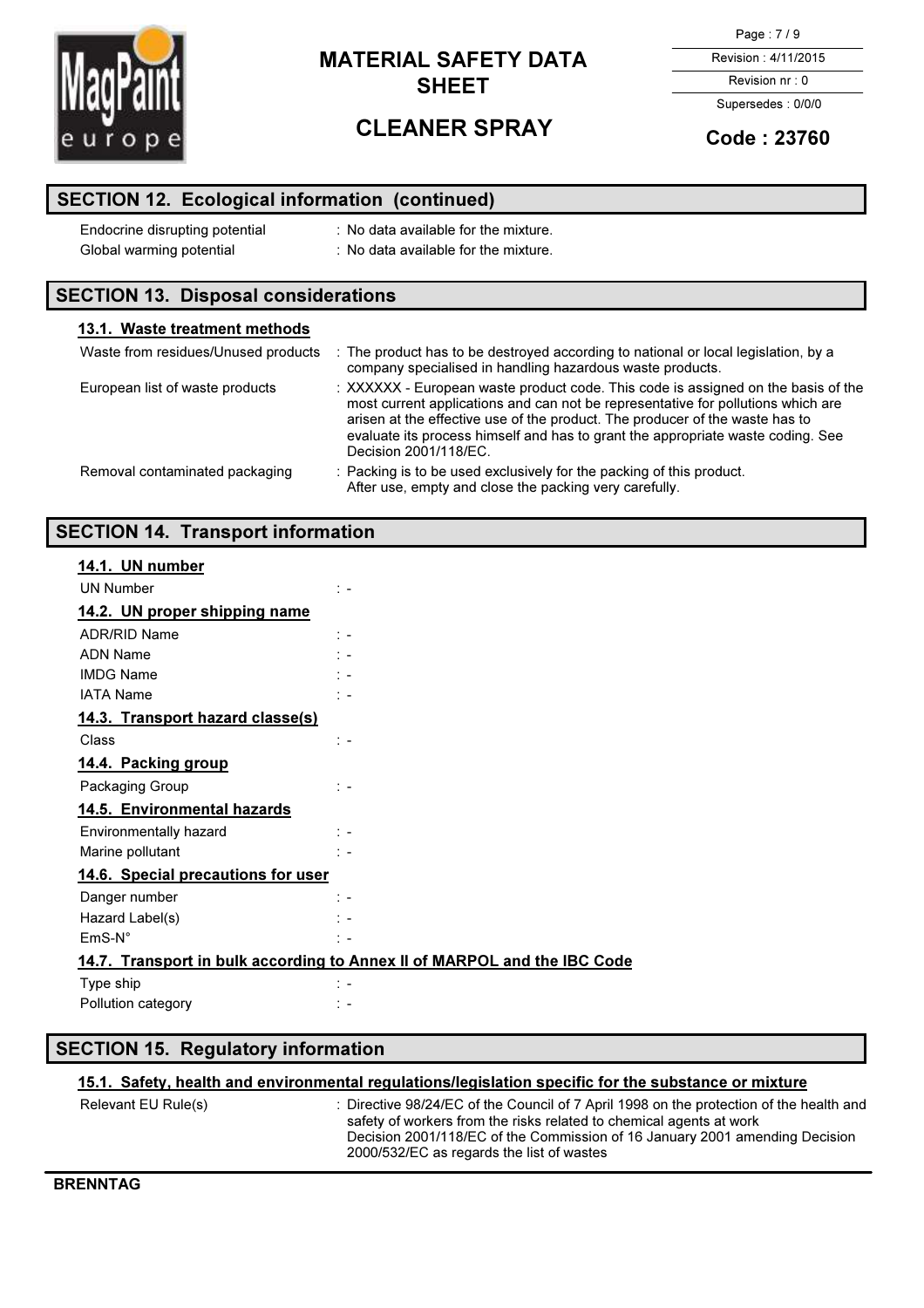## SECTION 12. Ecological information (continued)

| | |
|---|---|
| Endocrine disrupting potential | : No data available for the mixture. |
| Global warming potential | : No data available for the mixture. |

## SECTION 13. Disposal considerations

### 13.1. Waste treatment methods

| | |
|---|---|
| Waste from residues/Unused products | : The product has to be destroyed according to national or local legislation, by a company specialised in handling hazardous waste products. |
| European list of waste products | : XXXXXX - European waste product code. This code is assigned on the basis of the most current applications and can not be representative for pollutions which are arisen at the effective use of the product. The producer of the waste has to evaluate its process himself and has to grant the appropriate waste coding. See Decision 2001/118/EC. |
| Removal contaminated packaging | : Packing is to be used exclusively for the packing of this product. After use, empty and close the packing very carefully. |

## SECTION 14. Transport information

### 14.1. UN number

| | |
|---|---|
| UN Number | : - |

### 14.2. UN proper shipping name

| | |
|---|---|
| ADR/RID Name | : - |
| ADN Name | : - |
| IMDG Name | : - |
| IATA Name | : - |

### 14.3. Transport hazard classe(s)

| | |
|---|---|
| Class | : - |

### 14.4. Packing group

| | |
|---|---|
| Packaging Group | : - |

### 14.5. Environmental hazards

| | |
|---|---|
| Environmentally hazard | : - |
| Marine pollutant | : - |

### 14.6. Special precautions for user

| | |
|---|---|
| Danger number | : - |
| Hazard Label(s) | : - |
| EmS-N° | : - |

### 14.7. Transport in bulk according to Annex II of MARPOL and the IBC Code

| | |
|---|---|
| Type ship | : - |
| Pollution category | : - |

## SECTION 15. Regulatory information

### 15.1. Safety, health and environmental regulations/legislation specific for the substance or mixture

| | |
|---|---|
| Relevant EU Rule(s) | : Directive 98/24/EC of the Council of 7 April 1998 on the protection of the health and safety of workers from the risks related to chemical agents at work<br>Decision 2001/118/EC of the Commission of 16 January 2001 amending Decision 2000/532/EC as regards the list of wastes |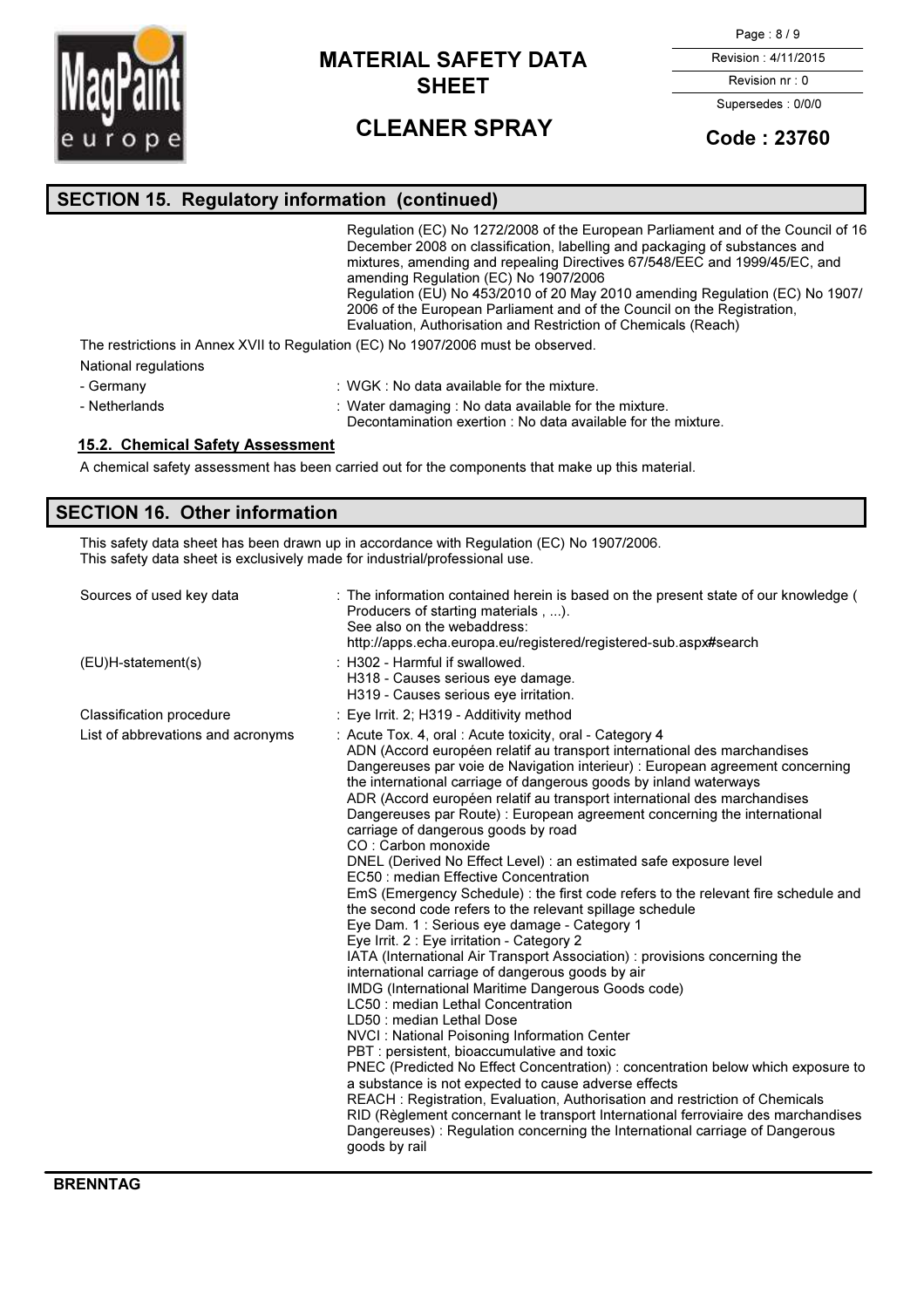## SECTION 15. Regulatory information (continued)

Regulation (EC) No 1272/2008 of the European Parliament and of the Council of 16 December 2008 on classification, labelling and packaging of substances and mixtures, amending and repealing Directives 67/548/EEC and 1999/45/EC, and amending Regulation (EC) No 1907/2006
Regulation (EU) No 453/2010 of 20 May 2010 amending Regulation (EC) No 1907/2006 of the European Parliament and of the Council on the Registration, Evaluation, Authorisation and Restriction of Chemicals (Reach)

The restrictions in Annex XVII to Regulation (EC) No 1907/2006 must be observed.

National regulations

- Germany : WGK : No data available for the mixture.
- Netherlands : Water damaging : No data available for the mixture.
  Decontamination exertion : No data available for the mixture.

### 15.2. Chemical Safety Assessment

A chemical safety assessment has been carried out for the components that make up this material.

## SECTION 16. Other information

This safety data sheet has been drawn up in accordance with Regulation (EC) No 1907/2006.
This safety data sheet is exclusively made for industrial/professional use.

Sources of used key data : The information contained herein is based on the present state of our knowledge ( Producers of starting materials , ...).
See also on the webaddress:
http://apps.echa.europa.eu/registered/registered-sub.aspx#search

(EU)H-statement(s) : H302 - Harmful if swallowed.
H318 - Causes serious eye damage.
H319 - Causes serious eye irritation.

Classification procedure : Eye Irrit. 2; H319 - Additivity method

List of abbrevations and acronyms : Acute Tox. 4, oral : Acute toxicity, oral - Category 4
ADN (Accord européen relatif au transport international des marchandises Dangereuses par voie de Navigation interieur) : European agreement concerning the international carriage of dangerous goods by inland waterways
ADR (Accord européen relatif au transport international des marchandises Dangereuses par Route) : European agreement concerning the international carriage of dangerous goods by road
CO : Carbon monoxide
DNEL (Derived No Effect Level) : an estimated safe exposure level
EC50 : median Effective Concentration
EmS (Emergency Schedule) : the first code refers to the relevant fire schedule and the second code refers to the relevant spillage schedule
Eye Dam. 1 : Serious eye damage - Category 1
Eye Irrit. 2 : Eye irritation - Category 2
IATA (International Air Transport Association) : provisions concerning the international carriage of dangerous goods by air
IMDG (International Maritime Dangerous Goods code)
LC50 : median Lethal Concentration
LD50 : median Lethal Dose
NVCI : National Poisoning Information Center
PBT : persistent, bioaccumulative and toxic
PNEC (Predicted No Effect Concentration) : concentration below which exposure to a substance is not expected to cause adverse effects
REACH : Registration, Evaluation, Authorisation and restriction of Chemicals
RID (Règlement concernant le transport International ferroviaire des marchandises Dangereuses) : Regulation concerning the International carriage of Dangerous goods by rail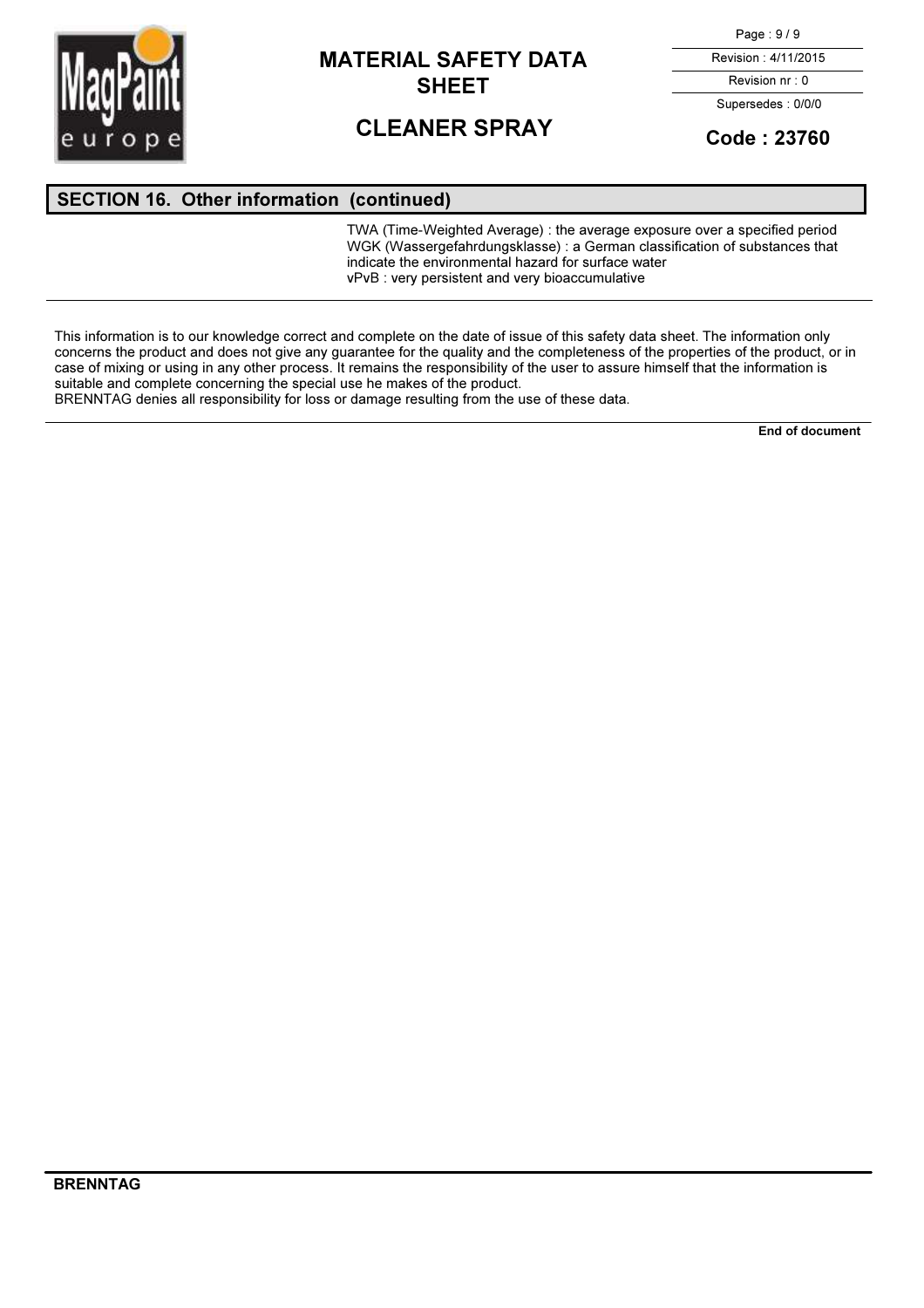## SECTION 16. Other information (continued)

TWA (Time-Weighted Average) : the average exposure over a specified period
WGK (Wassergefahrdungsklasse) : a German classification of substances that indicate the environmental hazard for surface water
vPvB : very persistent and very bioaccumulative

---

This information is to our knowledge correct and complete on the date of issue of this safety data sheet. The information only concerns the product and does not give any guarantee for the quality and the completeness of the properties of the product, or in case of mixing or using in any other process. It remains the responsibility of the user to assure himself that the information is suitable and complete concerning the special use he makes of the product.
BRENNTAG denies all responsibility for loss or damage resulting from the use of these data.

---

**End of document**